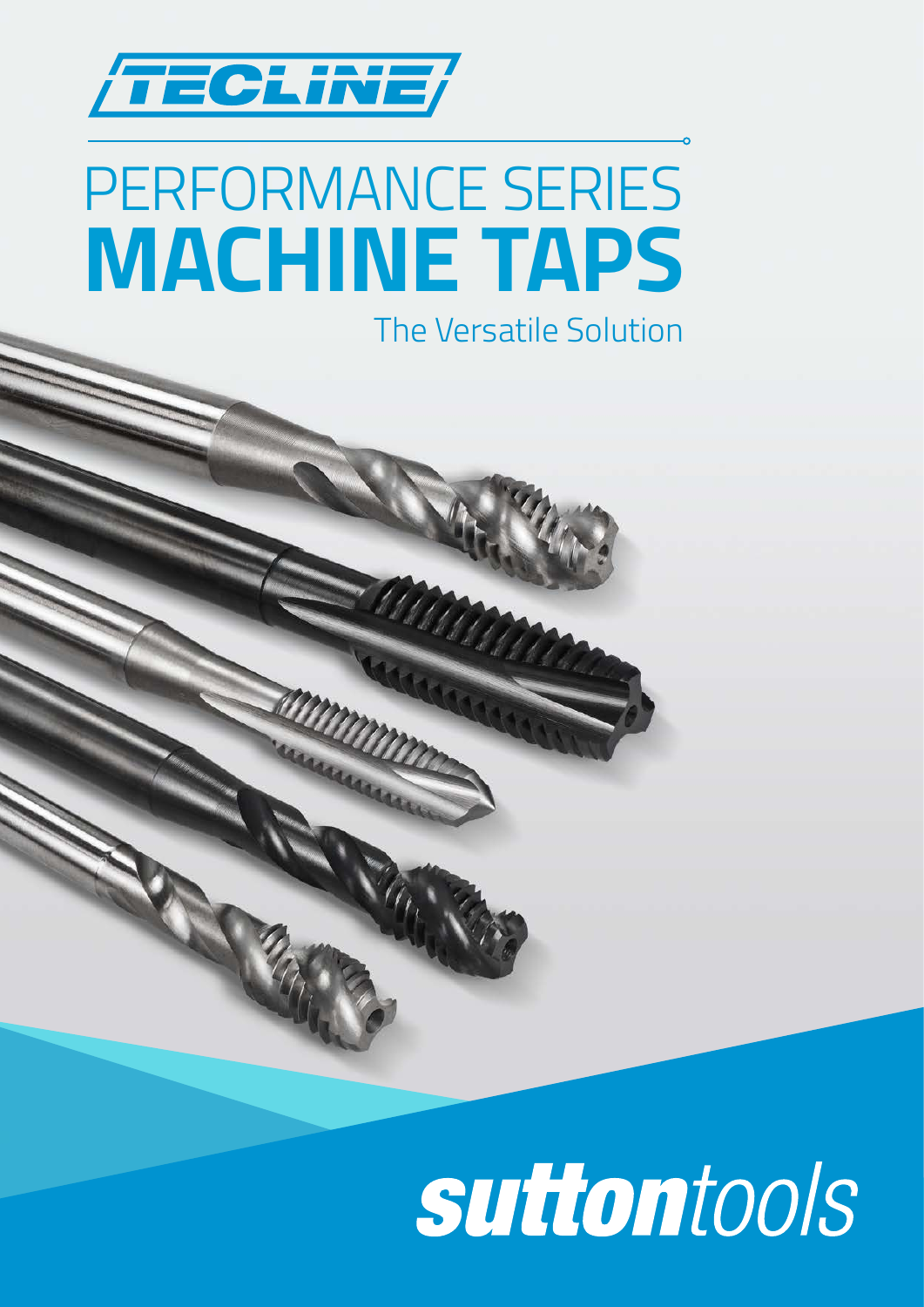TECLINE

# PERFORMANCE SERIES
# MACHINE TAPS

The Versatile Solution

suttontools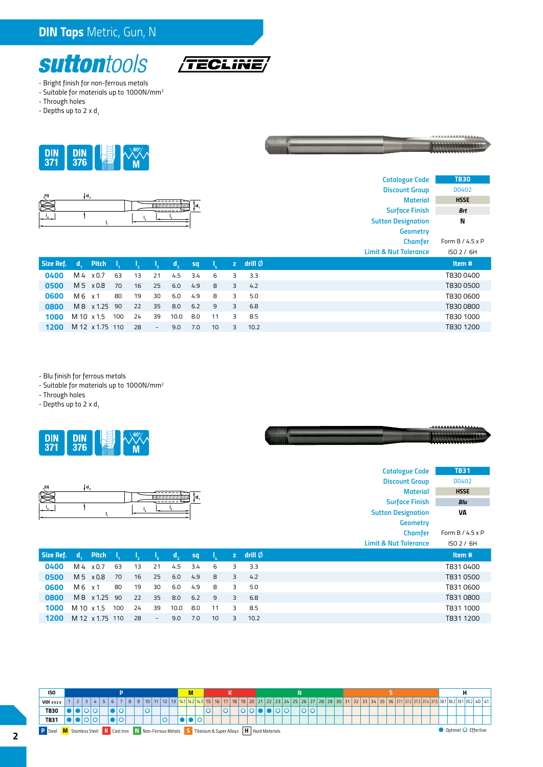# DIN Taps Metric, Gun, N

suttontools TECLINE

- Bright finish for non-ferrous metals
- Suitable for materials up to 1000N/mm²
- Through holes
- Depths up to 2 x $d_1$

DIN 371 · DIN 376 · 60° M

| | |
|---|---|
| Catalogue Code | T830 |
| Discount Group | D0402 |
| Material | HSSE |
| Surface Finish | Brt |
| Sutton Designation | N |
| Geometry | |
| Chamfer | Form B / 4.5 x P |
| Limit & Nut Tolerance | ISO 2 / 6H |

| Size Ref. | $d_1$ | Pitch | $l_1$ | $l_2$ | $l_3$ | $d_2$ | sq | $l_4$ | z | drill Ø | Item # |
|---|---|---|---|---|---|---|---|---|---|---|---|
| 0400 | M 4 | x 0.7 | 63 | 13 | 21 | 4.5 | 3.4 | 6 | 3 | 3.3 | T830 0400 |
| 0500 | M 5 | x 0.8 | 70 | 16 | 25 | 6.0 | 4.9 | 8 | 3 | 4.2 | T830 0500 |
| 0600 | M 6 | x 1 | 80 | 19 | 30 | 6.0 | 4.9 | 8 | 3 | 5.0 | T830 0600 |
| 0800 | M 8 | x 1.25 | 90 | 22 | 35 | 8.0 | 6.2 | 9 | 3 | 6.8 | T830 0800 |
| 1000 | M 10 | x 1.5 | 100 | 24 | 39 | 10.0 | 8.0 | 11 | 3 | 8.5 | T830 1000 |
| 1200 | M 12 | x 1.75 | 110 | 28 | - | 9.0 | 7.0 | 10 | 3 | 10.2 | T830 1200 |

- Blu finish for ferrous metals
- Suitable for materials up to 1000N/mm²
- Through holes
- Depths up to 2 x $d_1$

DIN 371 · DIN 376 · 60° M

| | |
|---|---|
| Catalogue Code | T831 |
| Discount Group | D0402 |
| Material | HSSE |
| Surface Finish | Blu |
| Sutton Designation | VA |
| Geometry | |
| Chamfer | Form B / 4.5 x P |
| Limit & Nut Tolerance | ISO 2 / 6H |

| Size Ref. | $d_1$ | Pitch | $l_1$ | $l_2$ | $l_3$ | $d_2$ | sq | $l_4$ | z | drill Ø | Item # |
|---|---|---|---|---|---|---|---|---|---|---|---|
| 0400 | M 4 | x 0.7 | 63 | 13 | 21 | 4.5 | 3.4 | 6 | 3 | 3.3 | T831 0400 |
| 0500 | M 5 | x 0.8 | 70 | 16 | 25 | 6.0 | 4.9 | 8 | 3 | 4.2 | T831 0500 |
| 0600 | M 6 | x 1 | 80 | 19 | 30 | 6.0 | 4.9 | 8 | 3 | 5.0 | T831 0600 |
| 0800 | M 8 | x 1.25 | 90 | 22 | 35 | 8.0 | 6.2 | 9 | 3 | 6.8 | T831 0800 |
| 1000 | M 10 | x 1.5 | 100 | 24 | 39 | 10.0 | 8.0 | 11 | 3 | 8.5 | T831 1000 |
| 1200 | M 12 | x 1.75 | 110 | 28 | - | 9.0 | 7.0 | 10 | 3 | 10.2 | T831 1200 |

| ISO | P | | | | | | | | | | | | | M | | | K | | | | | | N | | | | | | | | | | S | | | | | | | | | | | H | | | | | |
|---|---|---|---|---|---|---|---|---|---|---|---|---|---|---|---|---|---|---|---|---|---|---|---|---|---|---|---|---|---|---|---|---|---|---|---|---|---|---|---|---|---|---|---|---|---|---|---|---|---|
| VDI 3323 | 1 | 2 | 3 | 4 | 5 | 6 | 7 | 8 | 9 | 10 | 11 | 12 | 13 | 14.1 | 14.2 | 14.3 | 15 | 16 | 17 | 18 | 19 | 20 | 21 | 22 | 23 | 24 | 25 | 26 | 27 | 28 | 29 | 30 | 31 | 32 | 33 | 34 | 35 | 36 | 37.1 | 37.2 | 37.3 | 37.4 | 37.5 | 38.1 | 38.2 | 39.1 | 39.2 | 40 | 41 |
| T830 | ● | ● | ○ | ○ | | ● | ○ | | | ○ | | | | | | | ○ | | ○ | | ○ | ○ | ● | ● | ○ | ○ | | ○ | ○ | | | | | | | | | | | | | | | | | | | | |
| T831 | ● | ● | ○ | ○ | | ● | ○ | | | | | ○ | | ● | ● | ○ | | | | | | | | | | | | | | | | | | | | | | | | | | | | | | | | | |

P Steel · M Stainless Steel · K Cast Iron · N Non-Ferrous Metals · S Titanium & Super Alloys · H Hard Materials

● Optimal ○ Effective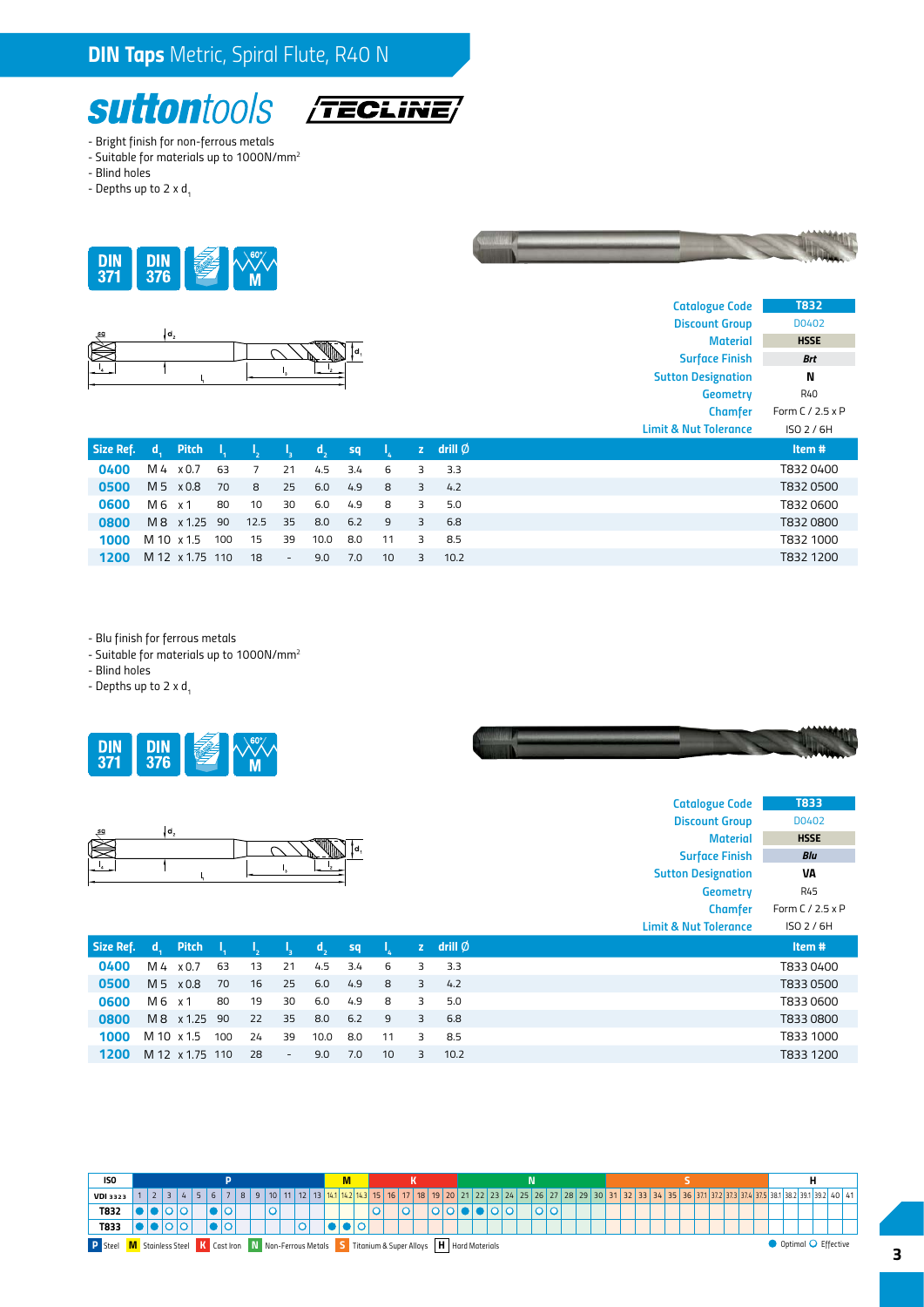# DIN Taps Metric, Spiral Flute, R40 N

**sutton**tools TECLINE

- Bright finish for non-ferrous metals
- Suitable for materials up to 1000N/mm²
- Blind holes
- Depths up to 2 x $d_1$

DIN 371 | DIN 376 | 60° M

| | |
|---|---|
| Catalogue Code | **T832** |
| Discount Group | D0402 |
| Material | **HSSE** |
| Surface Finish | ***Brt*** |
| Sutton Designation | **N** |
| Geometry | R40 |
| Chamfer | Form C / 2.5 x P |
| Limit & Nut Tolerance | ISO 2 / 6H |

| Size Ref. | $d_1$ | Pitch | $l_1$ | $l_2$ | $l_3$ | $d_2$ | sq | $l_4$ | z | drill Ø | Item # |
|---|---|---|---|---|---|---|---|---|---|---|---|
| **0400** | M 4 | x 0.7 | 63 | 7 | 21 | 4.5 | 3.4 | 6 | 3 | 3.3 | T832 0400 |
| **0500** | M 5 | x 0.8 | 70 | 8 | 25 | 6.0 | 4.9 | 8 | 3 | 4.2 | T832 0500 |
| **0600** | M 6 | x 1 | 80 | 10 | 30 | 6.0 | 4.9 | 8 | 3 | 5.0 | T832 0600 |
| **0800** | M 8 | x 1.25 | 90 | 12.5 | 35 | 8.0 | 6.2 | 9 | 3 | 6.8 | T832 0800 |
| **1000** | M 10 | x 1.5 | 100 | 15 | 39 | 10.0 | 8.0 | 11 | 3 | 8.5 | T832 1000 |
| **1200** | M 12 | x 1.75 | 110 | 18 | - | 9.0 | 7.0 | 10 | 3 | 10.2 | T832 1200 |

- Blu finish for ferrous metals
- Suitable for materials up to 1000N/mm²
- Blind holes
- Depths up to 2 x $d_1$

DIN 371 | DIN 376 | 60° M

| | |
|---|---|
| Catalogue Code | **T833** |
| Discount Group | D0402 |
| Material | **HSSE** |
| Surface Finish | ***Blu*** |
| Sutton Designation | **VA** |
| Geometry | R45 |
| Chamfer | Form C / 2.5 x P |
| Limit & Nut Tolerance | ISO 2 / 6H |

| Size Ref. | $d_1$ | Pitch | $l_1$ | $l_2$ | $l_3$ | $d_2$ | sq | $l_4$ | z | drill Ø | Item # |
|---|---|---|---|---|---|---|---|---|---|---|---|
| **0400** | M 4 | x 0.7 | 63 | 13 | 21 | 4.5 | 3.4 | 6 | 3 | 3.3 | T833 0400 |
| **0500** | M 5 | x 0.8 | 70 | 16 | 25 | 6.0 | 4.9 | 8 | 3 | 4.2 | T833 0500 |
| **0600** | M 6 | x 1 | 80 | 19 | 30 | 6.0 | 4.9 | 8 | 3 | 5.0 | T833 0600 |
| **0800** | M 8 | x 1.25 | 90 | 22 | 35 | 8.0 | 6.2 | 9 | 3 | 6.8 | T833 0800 |
| **1000** | M 10 | x 1.5 | 100 | 24 | 39 | 10.0 | 8.0 | 11 | 3 | 8.5 | T833 1000 |
| **1200** | M 12 | x 1.75 | 110 | 28 | - | 9.0 | 7.0 | 10 | 3 | 10.2 | T833 1200 |

| ISO | P | | | | | | | | | | | | | M | | | K | | | | | | N | | | | | | | | | | S | | | | | | | | | | | H | | | | | |
|---|---|---|---|---|---|---|---|---|---|---|---|---|---|---|---|---|---|---|---|---|---|---|---|---|---|---|---|---|---|---|---|---|---|---|---|---|---|---|---|---|---|---|---|---|---|---|---|---|---|
| **VDI 3323** | 1 | 2 | 3 | 4 | 5 | 6 | 7 | 8 | 9 | 10 | 11 | 12 | 13 | 14.1 | 14.2 | 14.3 | 15 | 16 | 17 | 18 | 19 | 20 | 21 | 22 | 23 | 24 | 25 | 26 | 27 | 28 | 29 | 30 | 31 | 32 | 33 | 34 | 35 | 36 | 37.1 | 37.2 | 37.3 | 37.4 | 37.5 | 38.1 | 38.2 | 39.1 | 39.2 | 40 | 41 |
| **T832** | ● | ● | ○ | ○ | | ● | ○ | | | ○ | | | | | | | ○ | | ○ | | ○ | ○ | ● | ● | ○ | ○ | | ○ | ○ | | | | | | | | | | | | | | | | | | | | |
| **T833** | ● | ● | ○ | ○ | | ● | ○ | | | | | ○ | | ● | ● | ○ | | | | | | | | | | | | | | | | | | | | | | | | | | | | | | | | | |

**P** Steel **M** Stainless Steel **K** Cast Iron **N** Non-Ferrous Metals **S** Titanium & Super Alloys **H** Hard Materials

● Optimal ○ Effective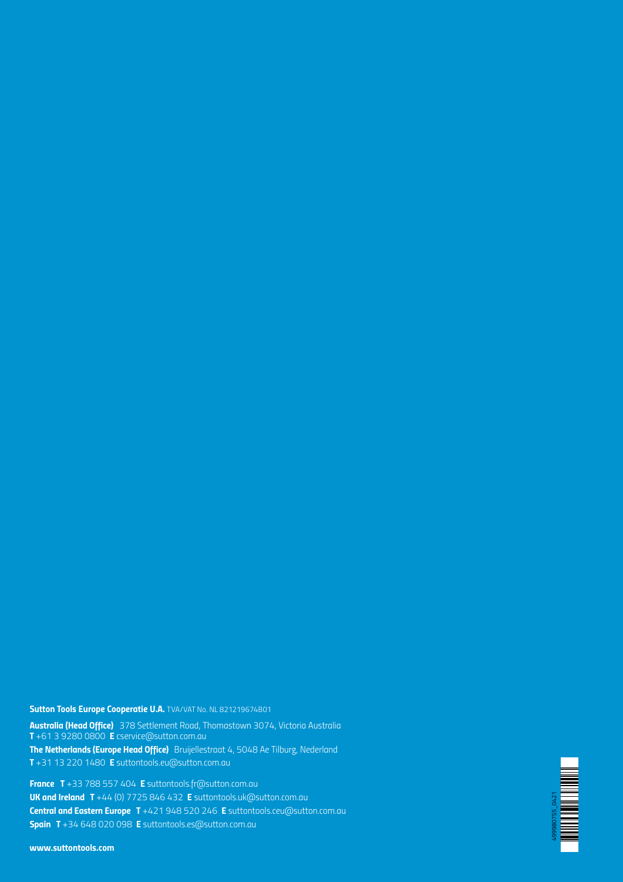**Sutton Tools Europe Cooperatie U.A.** TVA/VAT No. NL 821219674B01

**Australia (Head Office)** 378 Settlement Road, Thomastown 3074, Victoria Australia
**T** +61 3 9280 0800 **E** cservice@sutton.com.au

**The Netherlands (Europe Head Office)** Bruijellestraat 4, 5048 Ae Tilburg, Nederland
**T** +31 13 220 1480 **E** suttontools.eu@sutton.com.au

**France** **T** +33 788 557 404 **E** suttontools.fr@sutton.com.au
**UK and Ireland** **T** +44 (0) 7725 846 432 **E** suttontools.uk@sutton.com.au
**Central and Eastern Europe** **T** +421 948 520 246 **E** suttontools.ceu@sutton.com.au
**Spain** **T** +34 648 020 098 **E** suttontools.es@sutton.com.au

**www.suttontools.com**

499980755_0421